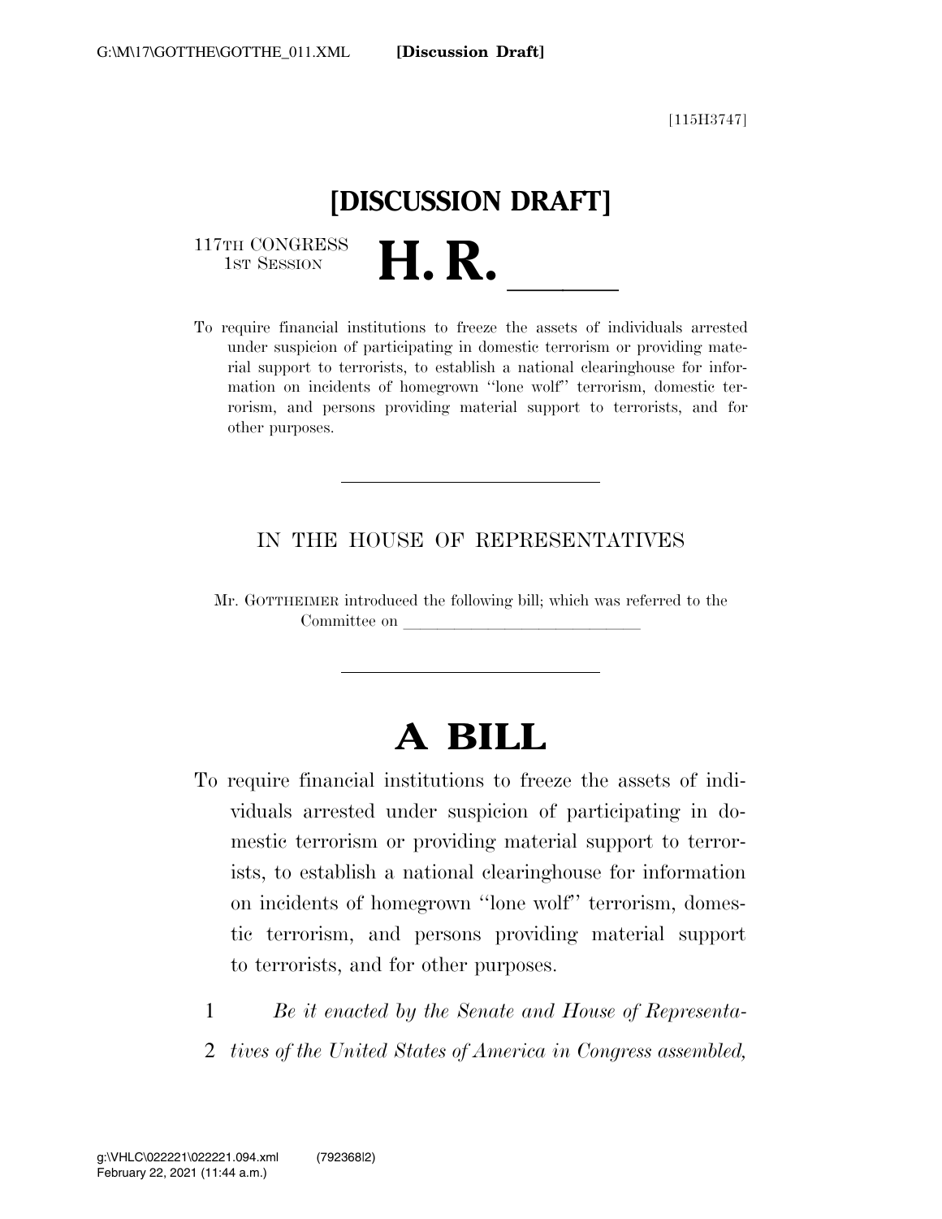[115H3747]

# [DISCUSSION DRAFT]

117TH CONGRESS
1ST SESSION

# H. R. \_\_\_\_\_\_

To require financial institutions to freeze the assets of individuals arrested under suspicion of participating in domestic terrorism or providing material support to terrorists, to establish a national clearinghouse for information on incidents of homegrown ''lone wolf'' terrorism, domestic terrorism, and persons providing material support to terrorists, and for other purposes.

---

IN THE HOUSE OF REPRESENTATIVES

Mr. GOTTHEIMER introduced the following bill; which was referred to the Committee on \_\_\_\_\_\_\_\_\_\_\_\_\_\_\_\_\_\_\_\_\_\_\_\_\_\_\_\_\_\_

---

# A BILL

To require financial institutions to freeze the assets of individuals arrested under suspicion of participating in domestic terrorism or providing material support to terrorists, to establish a national clearinghouse for information on incidents of homegrown ''lone wolf'' terrorism, domestic terrorism, and persons providing material support to terrorists, and for other purposes.

1 *Be it enacted by the Senate and House of Representa-*
2 *tives of the United States of America in Congress assembled,*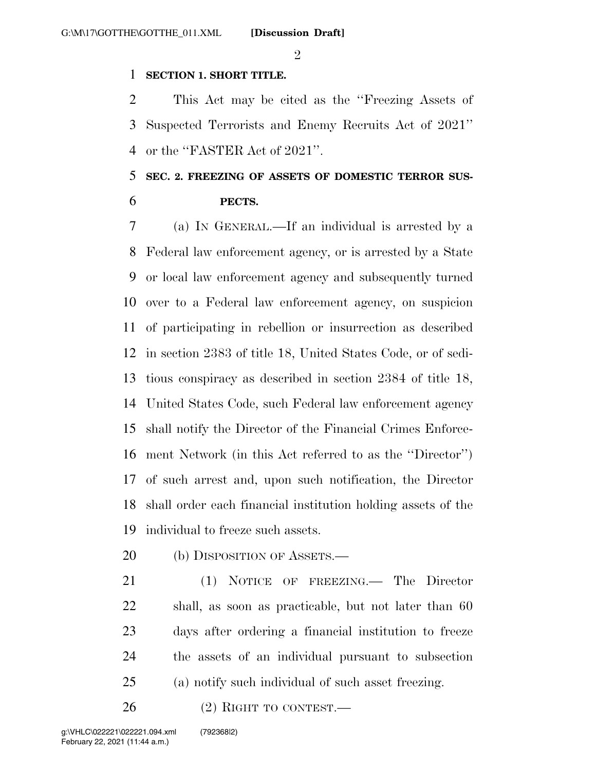**SECTION 1. SHORT TITLE.**

This Act may be cited as the ''Freezing Assets of Suspected Terrorists and Enemy Recruits Act of 2021'' or the ''FASTER Act of 2021''.

**SEC. 2. FREEZING OF ASSETS OF DOMESTIC TERROR SUSPECTS.**

(a) IN GENERAL.—If an individual is arrested by a Federal law enforcement agency, or is arrested by a State or local law enforcement agency and subsequently turned over to a Federal law enforcement agency, on suspicion of participating in rebellion or insurrection as described in section 2383 of title 18, United States Code, or of seditious conspiracy as described in section 2384 of title 18, United States Code, such Federal law enforcement agency shall notify the Director of the Financial Crimes Enforcement Network (in this Act referred to as the ''Director'') of such arrest and, upon such notification, the Director shall order each financial institution holding assets of the individual to freeze such assets.

(b) DISPOSITION OF ASSETS.—

(1) NOTICE OF FREEZING.— The Director shall, as soon as practicable, but not later than 60 days after ordering a financial institution to freeze the assets of an individual pursuant to subsection (a) notify such individual of such asset freezing.

(2) RIGHT TO CONTEST.—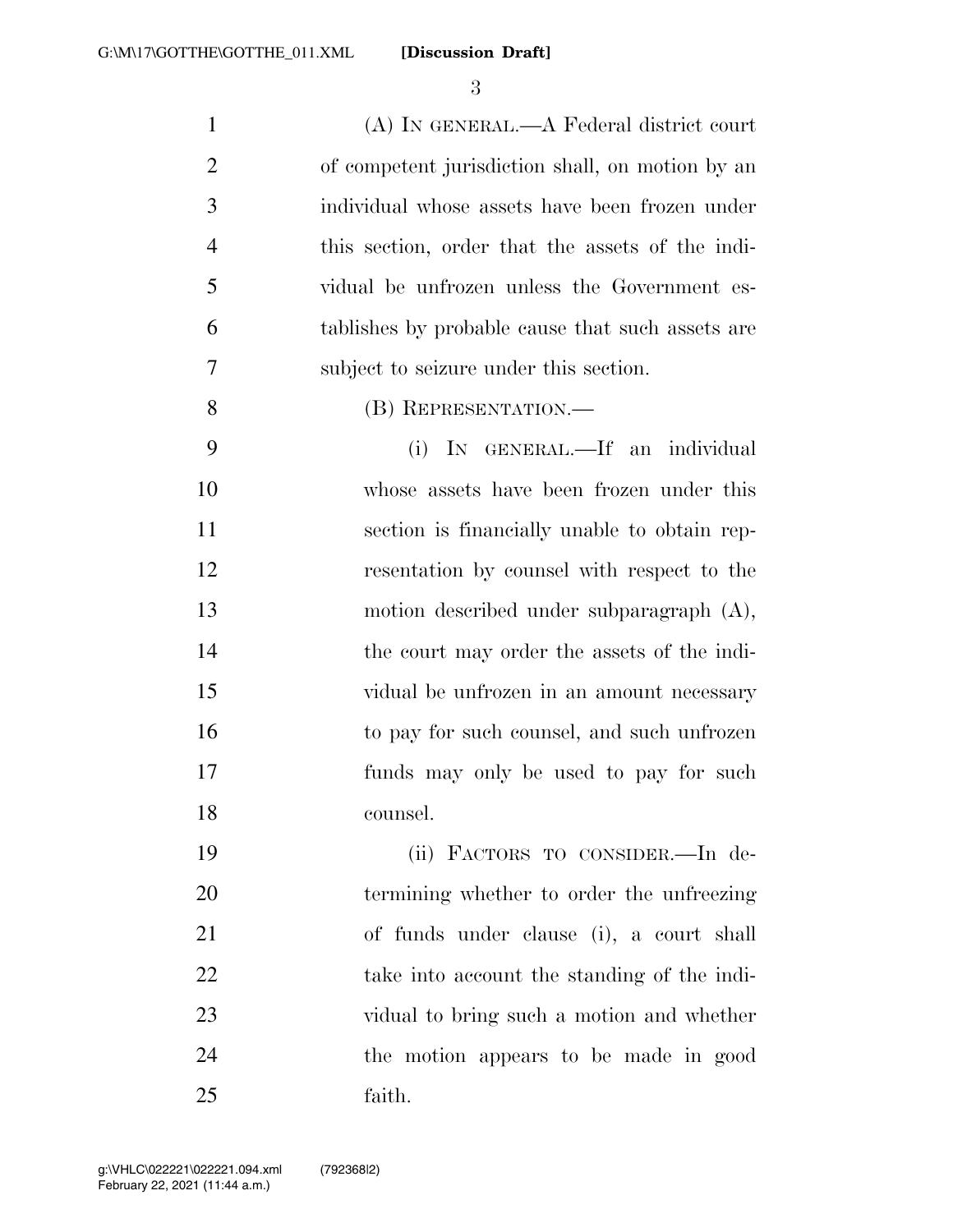(A) IN GENERAL.—A Federal district court of competent jurisdiction shall, on motion by an individual whose assets have been frozen under this section, order that the assets of the individual be unfrozen unless the Government establishes by probable cause that such assets are subject to seizure under this section.

(B) REPRESENTATION.—

(i) IN GENERAL.—If an individual whose assets have been frozen under this section is financially unable to obtain representation by counsel with respect to the motion described under subparagraph (A), the court may order the assets of the individual be unfrozen in an amount necessary to pay for such counsel, and such unfrozen funds may only be used to pay for such counsel.

(ii) FACTORS TO CONSIDER.—In determining whether to order the unfreezing of funds under clause (i), a court shall take into account the standing of the individual to bring such a motion and whether the motion appears to be made in good faith.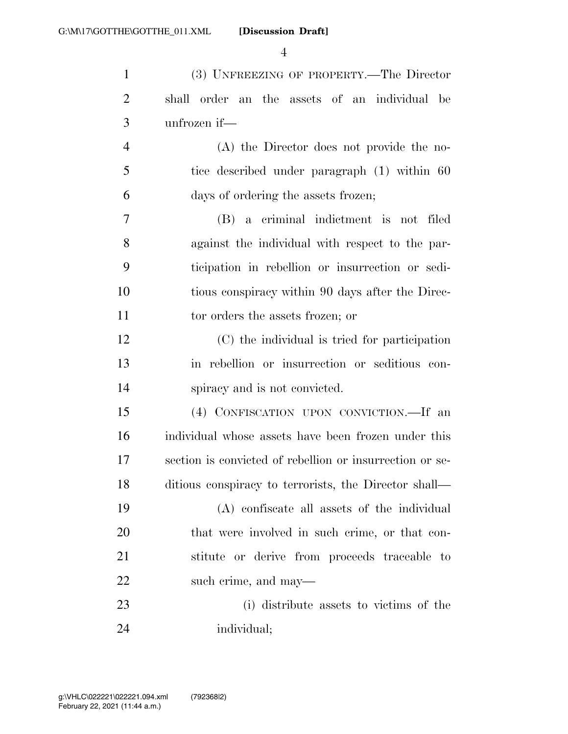(3) UNFREEZING OF PROPERTY.—The Director shall order an the assets of an individual be unfrozen if—

(A) the Director does not provide the notice described under paragraph (1) within 60 days of ordering the assets frozen;

(B) a criminal indictment is not filed against the individual with respect to the participation in rebellion or insurrection or seditious conspiracy within 90 days after the Director orders the assets frozen; or

(C) the individual is tried for participation in rebellion or insurrection or seditious conspiracy and is not convicted.

(4) CONFISCATION UPON CONVICTION.—If an individual whose assets have been frozen under this section is convicted of rebellion or insurrection or seditious conspiracy to terrorists, the Director shall—

(A) confiscate all assets of the individual that were involved in such crime, or that constitute or derive from proceeds traceable to such crime, and may—

(i) distribute assets to victims of the individual;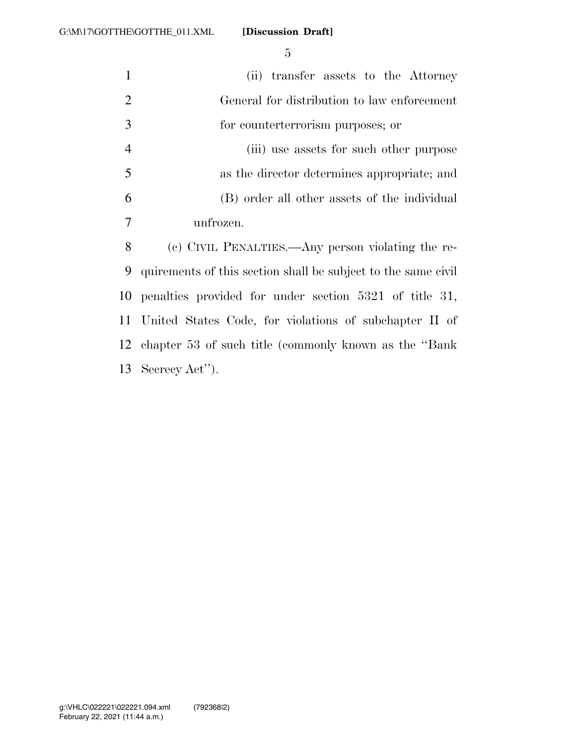(ii) transfer assets to the Attorney General for distribution to law enforcement for counterterrorism purposes; or

(iii) use assets for such other purpose as the director determines appropriate; and

(B) order all other assets of the individual unfrozen.

(c) CIVIL PENALTIES.—Any person violating the requirements of this section shall be subject to the same civil penalties provided for under section 5321 of title 31, United States Code, for violations of subchapter II of chapter 53 of such title (commonly known as the ''Bank Secrecy Act'').